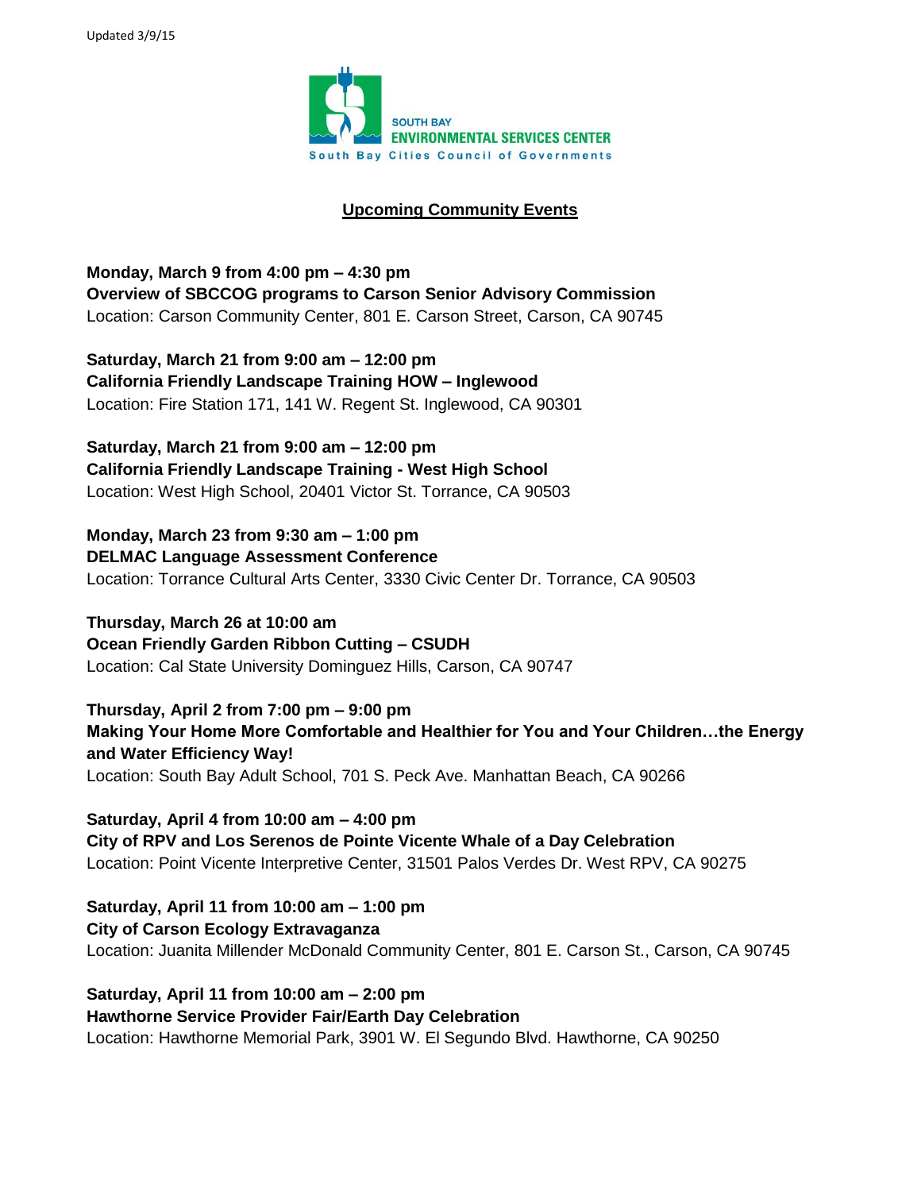Updated 3/9/15

SOUTH BAY
ENVIRONMENTAL SERVICES CENTER
South Bay Cities Council of Governments

## Upcoming Community Events

**Monday, March 9 from 4:00 pm – 4:30 pm**
**Overview of SBCCOG programs to Carson Senior Advisory Commission**
Location: Carson Community Center, 801 E. Carson Street, Carson, CA 90745

**Saturday, March 21 from 9:00 am – 12:00 pm**
**California Friendly Landscape Training HOW – Inglewood**
Location: Fire Station 171, 141 W. Regent St. Inglewood, CA 90301

**Saturday, March 21 from 9:00 am – 12:00 pm**
**California Friendly Landscape Training - West High School**
Location: West High School, 20401 Victor St. Torrance, CA 90503

**Monday, March 23 from 9:30 am – 1:00 pm**
**DELMAC Language Assessment Conference**
Location: Torrance Cultural Arts Center, 3330 Civic Center Dr. Torrance, CA 90503

**Thursday, March 26 at 10:00 am**
**Ocean Friendly Garden Ribbon Cutting – CSUDH**
Location: Cal State University Dominguez Hills, Carson, CA 90747

**Thursday, April 2 from 7:00 pm – 9:00 pm**
**Making Your Home More Comfortable and Healthier for You and Your Children…the Energy and Water Efficiency Way!**
Location: South Bay Adult School, 701 S. Peck Ave. Manhattan Beach, CA 90266

**Saturday, April 4 from 10:00 am – 4:00 pm**
**City of RPV and Los Serenos de Pointe Vicente Whale of a Day Celebration**
Location: Point Vicente Interpretive Center, 31501 Palos Verdes Dr. West RPV, CA 90275

**Saturday, April 11 from 10:00 am – 1:00 pm**
**City of Carson Ecology Extravaganza**
Location: Juanita Millender McDonald Community Center, 801 E. Carson St., Carson, CA 90745

**Saturday, April 11 from 10:00 am – 2:00 pm**
**Hawthorne Service Provider Fair/Earth Day Celebration**
Location: Hawthorne Memorial Park, 3901 W. El Segundo Blvd. Hawthorne, CA 90250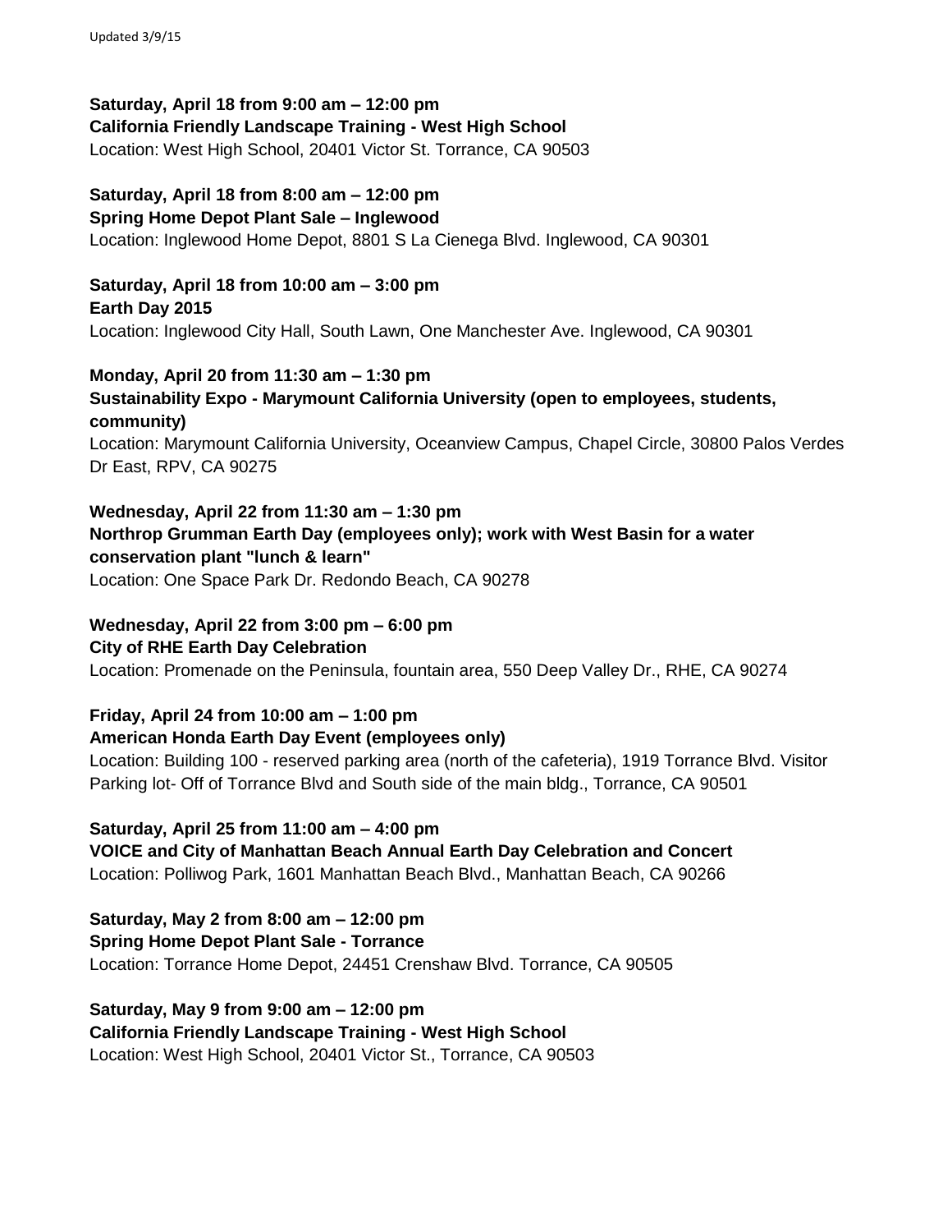**Saturday, April 18 from 9:00 am – 12:00 pm**
**California Friendly Landscape Training - West High School**
Location: West High School, 20401 Victor St. Torrance, CA 90503

**Saturday, April 18 from 8:00 am – 12:00 pm**
**Spring Home Depot Plant Sale – Inglewood**
Location: Inglewood Home Depot, 8801 S La Cienega Blvd. Inglewood, CA 90301

**Saturday, April 18 from 10:00 am – 3:00 pm**
**Earth Day 2015**
Location: Inglewood City Hall, South Lawn, One Manchester Ave. Inglewood, CA 90301

**Monday, April 20 from 11:30 am – 1:30 pm**
**Sustainability Expo - Marymount California University (open to employees, students, community)**
Location: Marymount California University, Oceanview Campus, Chapel Circle, 30800 Palos Verdes Dr East, RPV, CA 90275

**Wednesday, April 22 from 11:30 am – 1:30 pm**
**Northrop Grumman Earth Day (employees only); work with West Basin for a water conservation plant "lunch & learn"**
Location: One Space Park Dr. Redondo Beach, CA 90278

**Wednesday, April 22 from 3:00 pm – 6:00 pm**
**City of RHE Earth Day Celebration**
Location: Promenade on the Peninsula, fountain area, 550 Deep Valley Dr., RHE, CA 90274

**Friday, April 24 from 10:00 am – 1:00 pm**
**American Honda Earth Day Event (employees only)**
Location: Building 100 - reserved parking area (north of the cafeteria), 1919 Torrance Blvd. Visitor Parking lot- Off of Torrance Blvd and South side of the main bldg., Torrance, CA 90501

**Saturday, April 25 from 11:00 am – 4:00 pm**
**VOICE and City of Manhattan Beach Annual Earth Day Celebration and Concert**
Location: Polliwog Park, 1601 Manhattan Beach Blvd., Manhattan Beach, CA 90266

**Saturday, May 2 from 8:00 am – 12:00 pm**
**Spring Home Depot Plant Sale - Torrance**
Location: Torrance Home Depot, 24451 Crenshaw Blvd. Torrance, CA 90505

**Saturday, May 9 from 9:00 am – 12:00 pm**
**California Friendly Landscape Training - West High School**
Location: West High School, 20401 Victor St., Torrance, CA 90503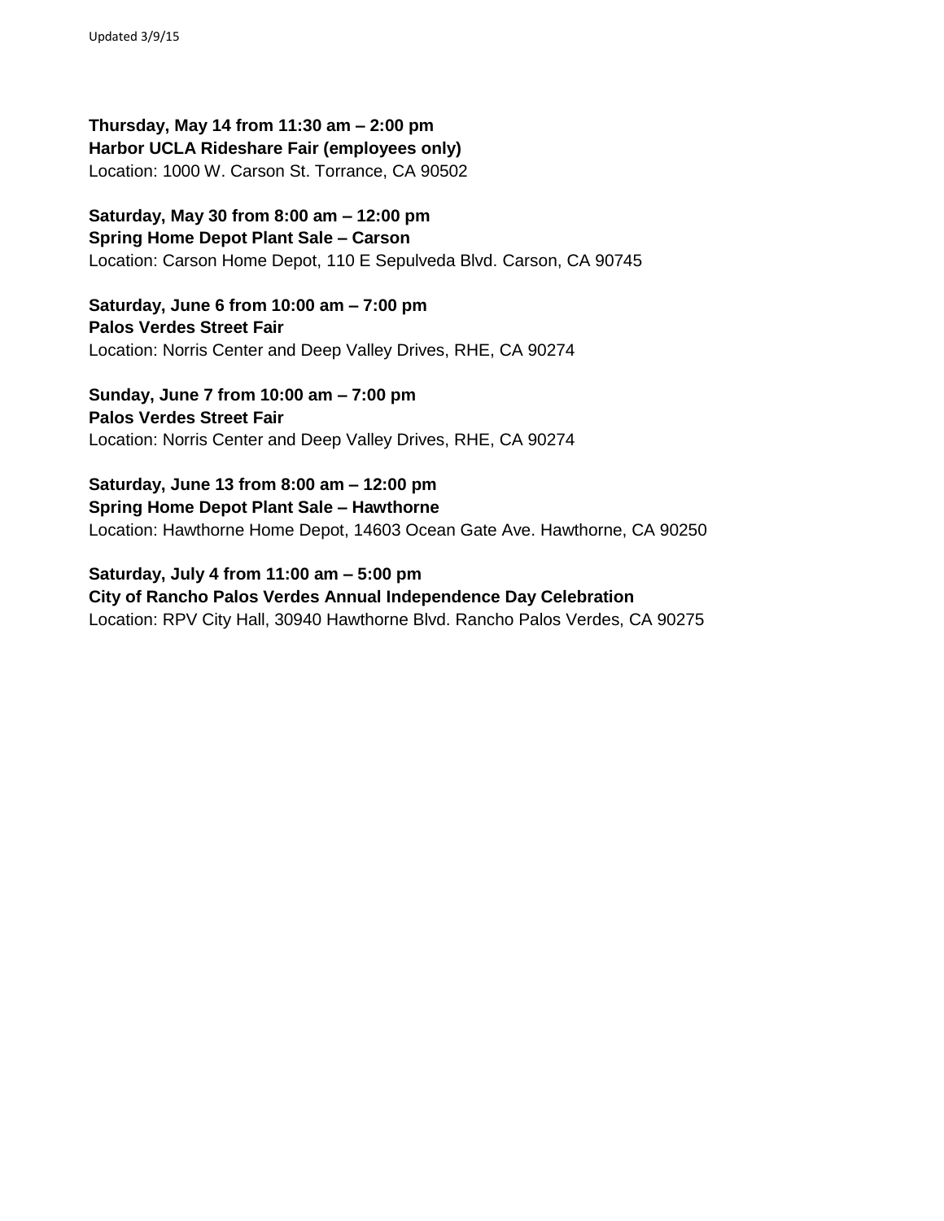Updated 3/9/15

**Thursday, May 14 from 11:30 am – 2:00 pm**
**Harbor UCLA Rideshare Fair (employees only)**
Location: 1000 W. Carson St. Torrance, CA 90502

**Saturday, May 30 from 8:00 am – 12:00 pm**
**Spring Home Depot Plant Sale – Carson**
Location: Carson Home Depot, 110 E Sepulveda Blvd. Carson, CA 90745

**Saturday, June 6 from 10:00 am – 7:00 pm**
**Palos Verdes Street Fair**
Location: Norris Center and Deep Valley Drives, RHE, CA 90274

**Sunday, June 7 from 10:00 am – 7:00 pm**
**Palos Verdes Street Fair**
Location: Norris Center and Deep Valley Drives, RHE, CA 90274

**Saturday, June 13 from 8:00 am – 12:00 pm**
**Spring Home Depot Plant Sale – Hawthorne**
Location: Hawthorne Home Depot, 14603 Ocean Gate Ave. Hawthorne, CA 90250

**Saturday, July 4 from 11:00 am – 5:00 pm**
**City of Rancho Palos Verdes Annual Independence Day Celebration**
Location: RPV City Hall, 30940 Hawthorne Blvd. Rancho Palos Verdes, CA 90275